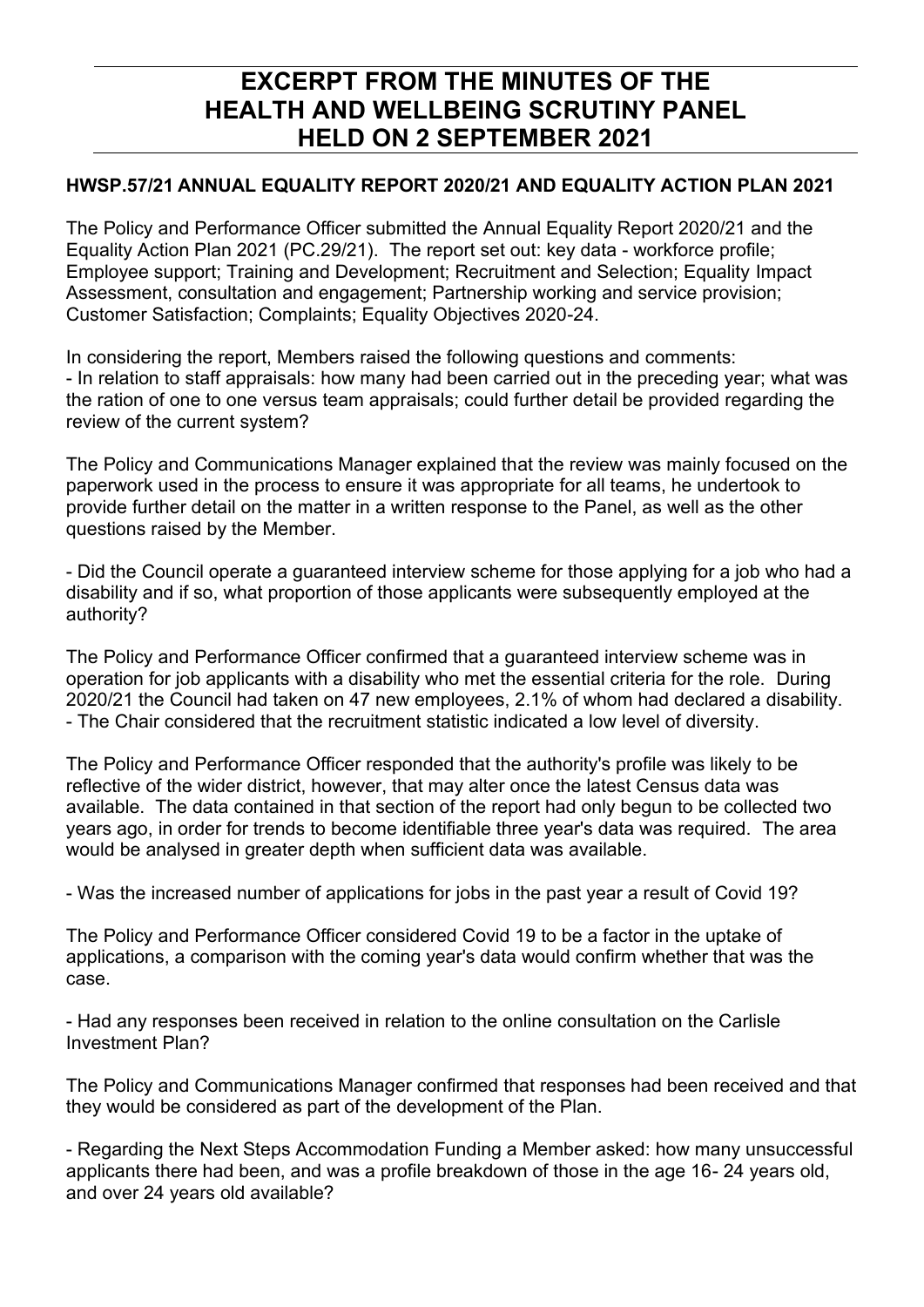# EXCERPT FROM THE MINUTES OF THE HEALTH AND WELLBEING SCRUTINY PANEL HELD ON 2 SEPTEMBER 2021

**HWSP.57/21 ANNUAL EQUALITY REPORT 2020/21 AND EQUALITY ACTION PLAN 2021**

The Policy and Performance Officer submitted the Annual Equality Report 2020/21 and the Equality Action Plan 2021 (PC.29/21). The report set out: key data - workforce profile; Employee support; Training and Development; Recruitment and Selection; Equality Impact Assessment, consultation and engagement; Partnership working and service provision; Customer Satisfaction; Complaints; Equality Objectives 2020-24.

In considering the report, Members raised the following questions and comments:
- In relation to staff appraisals: how many had been carried out in the preceding year; what was the ration of one to one versus team appraisals; could further detail be provided regarding the review of the current system?

The Policy and Communications Manager explained that the review was mainly focused on the paperwork used in the process to ensure it was appropriate for all teams, he undertook to provide further detail on the matter in a written response to the Panel, as well as the other questions raised by the Member.

- Did the Council operate a guaranteed interview scheme for those applying for a job who had a disability and if so, what proportion of those applicants were subsequently employed at the authority?

The Policy and Performance Officer confirmed that a guaranteed interview scheme was in operation for job applicants with a disability who met the essential criteria for the role. During 2020/21 the Council had taken on 47 new employees, 2.1% of whom had declared a disability.
- The Chair considered that the recruitment statistic indicated a low level of diversity.

The Policy and Performance Officer responded that the authority's profile was likely to be reflective of the wider district, however, that may alter once the latest Census data was available. The data contained in that section of the report had only begun to be collected two years ago, in order for trends to become identifiable three year's data was required. The area would be analysed in greater depth when sufficient data was available.

- Was the increased number of applications for jobs in the past year a result of Covid 19?

The Policy and Performance Officer considered Covid 19 to be a factor in the uptake of applications, a comparison with the coming year's data would confirm whether that was the case.

- Had any responses been received in relation to the online consultation on the Carlisle Investment Plan?

The Policy and Communications Manager confirmed that responses had been received and that they would be considered as part of the development of the Plan.

- Regarding the Next Steps Accommodation Funding a Member asked: how many unsuccessful applicants there had been, and was a profile breakdown of those in the age 16- 24 years old, and over 24 years old available?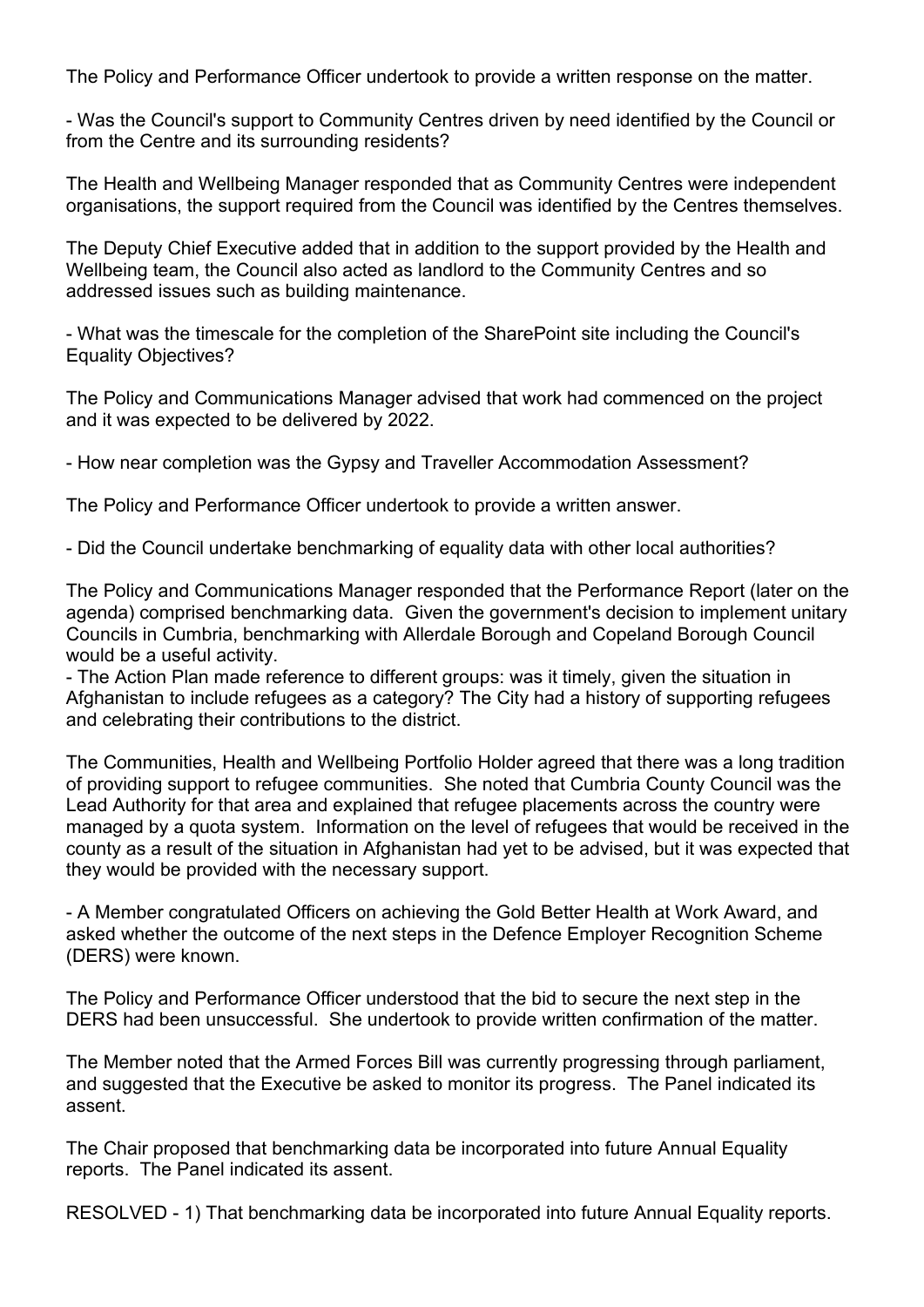The Policy and Performance Officer undertook to provide a written response on the matter.

- Was the Council's support to Community Centres driven by need identified by the Council or from the Centre and its surrounding residents?

The Health and Wellbeing Manager responded that as Community Centres were independent organisations, the support required from the Council was identified by the Centres themselves.

The Deputy Chief Executive added that in addition to the support provided by the Health and Wellbeing team, the Council also acted as landlord to the Community Centres and so addressed issues such as building maintenance.

- What was the timescale for the completion of the SharePoint site including the Council's Equality Objectives?

The Policy and Communications Manager advised that work had commenced on the project and it was expected to be delivered by 2022.

- How near completion was the Gypsy and Traveller Accommodation Assessment?

The Policy and Performance Officer undertook to provide a written answer.

- Did the Council undertake benchmarking of equality data with other local authorities?

The Policy and Communications Manager responded that the Performance Report (later on the agenda) comprised benchmarking data. Given the government's decision to implement unitary Councils in Cumbria, benchmarking with Allerdale Borough and Copeland Borough Council would be a useful activity.

- The Action Plan made reference to different groups: was it timely, given the situation in Afghanistan to include refugees as a category? The City had a history of supporting refugees and celebrating their contributions to the district.

The Communities, Health and Wellbeing Portfolio Holder agreed that there was a long tradition of providing support to refugee communities. She noted that Cumbria County Council was the Lead Authority for that area and explained that refugee placements across the country were managed by a quota system. Information on the level of refugees that would be received in the county as a result of the situation in Afghanistan had yet to be advised, but it was expected that they would be provided with the necessary support.

- A Member congratulated Officers on achieving the Gold Better Health at Work Award, and asked whether the outcome of the next steps in the Defence Employer Recognition Scheme (DERS) were known.

The Policy and Performance Officer understood that the bid to secure the next step in the DERS had been unsuccessful. She undertook to provide written confirmation of the matter.

The Member noted that the Armed Forces Bill was currently progressing through parliament, and suggested that the Executive be asked to monitor its progress. The Panel indicated its assent.

The Chair proposed that benchmarking data be incorporated into future Annual Equality reports. The Panel indicated its assent.

RESOLVED - 1) That benchmarking data be incorporated into future Annual Equality reports.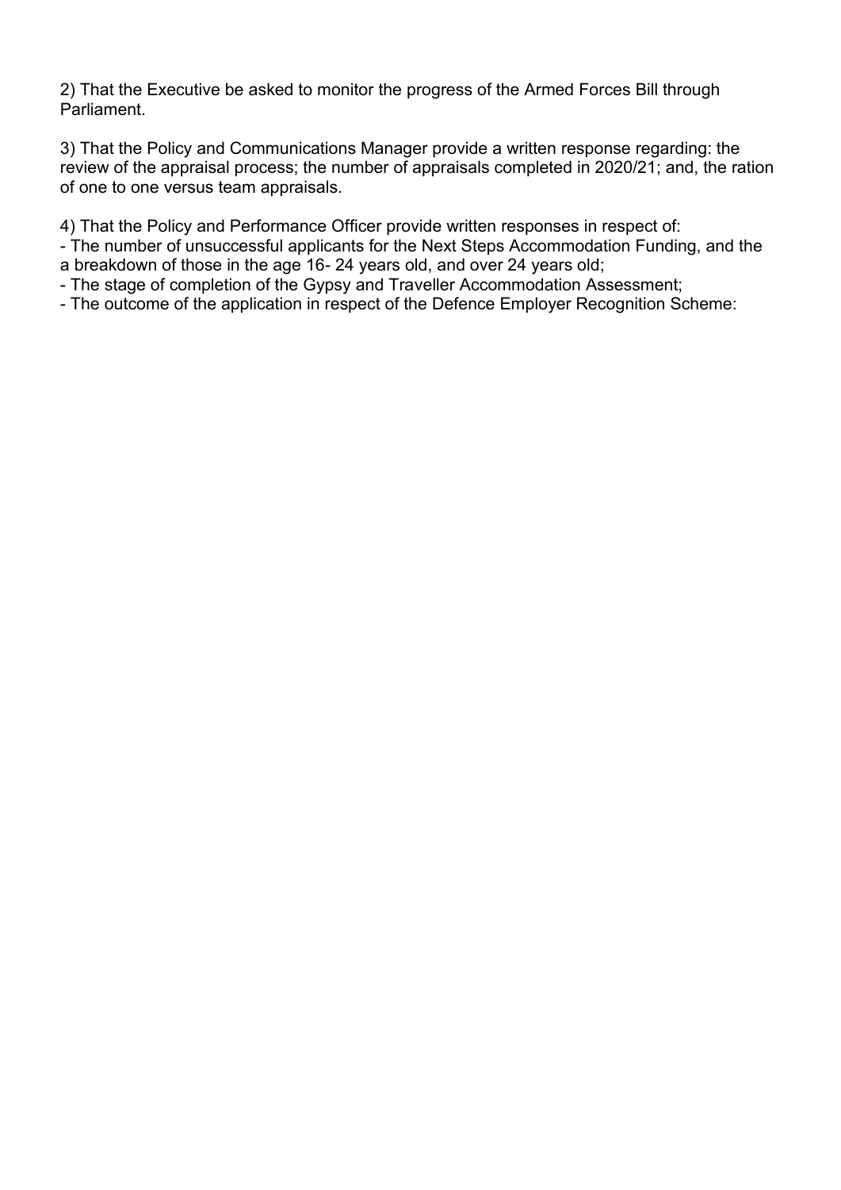2) That the Executive be asked to monitor the progress of the Armed Forces Bill through Parliament.

3) That the Policy and Communications Manager provide a written response regarding: the review of the appraisal process; the number of appraisals completed in 2020/21; and, the ration of one to one versus team appraisals.

4) That the Policy and Performance Officer provide written responses in respect of:

- The number of unsuccessful applicants for the Next Steps Accommodation Funding, and the a breakdown of those in the age 16- 24 years old, and over 24 years old;
- The stage of completion of the Gypsy and Traveller Accommodation Assessment;
- The outcome of the application in respect of the Defence Employer Recognition Scheme: